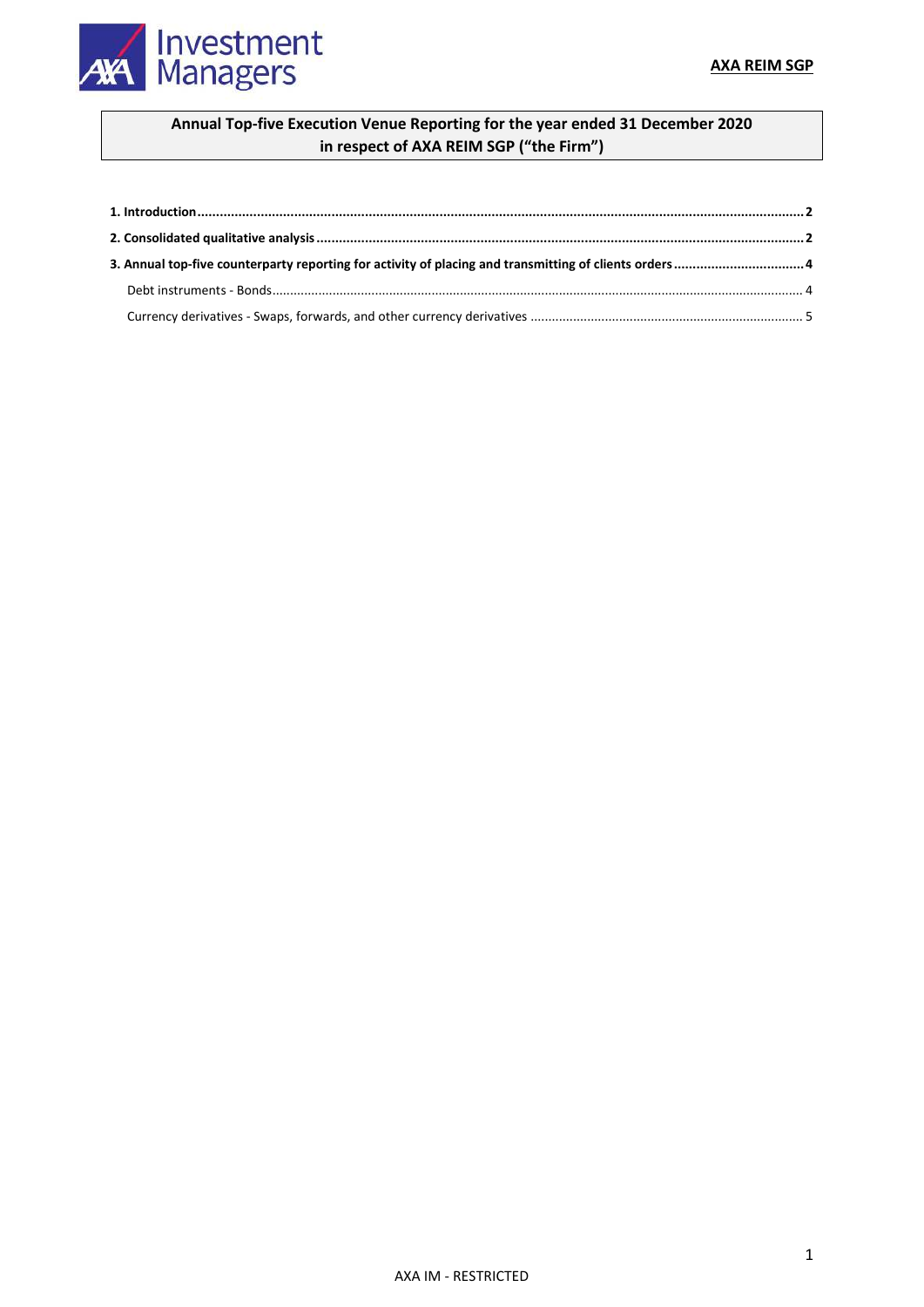**AXA REIM SGP**

**Annual Top-five Execution Venue Reporting for the year ended 31 December 2020 in respect of AXA REIM SGP ("the Firm")**

**1. Introduction** ........................................................................................ 2

**2. Consolidated qualitative analysis** ........................................................................................ 2

**3. Annual top-five counterparty reporting for activity of placing and transmitting of clients orders** ........................................................................................ 4

Debt instruments - Bonds ........................................................................................ 4

Currency derivatives - Swaps, forwards, and other currency derivatives ........................................................................................ 5

AXA IM - RESTRICTED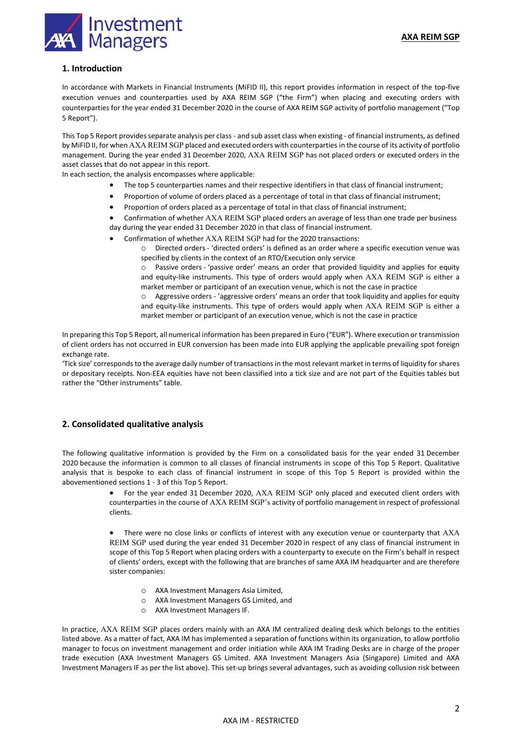## 1. Introduction

In accordance with Markets in Financial Instruments (MiFID II), this report provides information in respect of the top-five execution venues and counterparties used by AXA REIM SGP ("the Firm") when placing and executing orders with counterparties for the year ended 31 December 2020 in the course of AXA REIM SGP activity of portfolio management ("Top 5 Report").

This Top 5 Report provides separate analysis per class - and sub asset class when existing - of financial instruments, as defined by MiFID II, for when AXA REIM SGP placed and executed orders with counterparties in the course of its activity of portfolio management. During the year ended 31 December 2020, AXA REIM SGP has not placed orders or executed orders in the asset classes that do not appear in this report.

In each section, the analysis encompasses where applicable:

- The top 5 counterparties names and their respective identifiers in that class of financial instrument;
- Proportion of volume of orders placed as a percentage of total in that class of financial instrument;
- Proportion of orders placed as a percentage of total in that class of financial instrument;
- Confirmation of whether AXA REIM SGP placed orders an average of less than one trade per business day during the year ended 31 December 2020 in that class of financial instrument.
- Confirmation of whether AXA REIM SGP had for the 2020 transactions:
  - Directed orders - 'directed orders' is defined as an order where a specific execution venue was specified by clients in the context of an RTO/Execution only service
  - Passive orders - 'passive order' means an order that provided liquidity and applies for equity and equity-like instruments. This type of orders would apply when AXA REIM SGP is either a market member or participant of an execution venue, which is not the case in practice
  - Aggressive orders - 'aggressive orders' means an order that took liquidity and applies for equity and equity-like instruments. This type of orders would apply when AXA REIM SGP is either a market member or participant of an execution venue, which is not the case in practice

In preparing this Top 5 Report, all numerical information has been prepared in Euro ("EUR"). Where execution or transmission of client orders has not occurred in EUR conversion has been made into EUR applying the applicable prevailing spot foreign exchange rate.

'Tick size' corresponds to the average daily number of transactions in the most relevant market in terms of liquidity for shares or depositary receipts. Non-EEA equities have not been classified into a tick size and are not part of the Equities tables but rather the "Other instruments" table.

## 2. Consolidated qualitative analysis

The following qualitative information is provided by the Firm on a consolidated basis for the year ended 31 December 2020 because the information is common to all classes of financial instruments in scope of this Top 5 Report. Qualitative analysis that is bespoke to each class of financial instrument in scope of this Top 5 Report is provided within the abovementioned sections 1 - 3 of this Top 5 Report.

- For the year ended 31 December 2020, AXA REIM SGP only placed and executed client orders with counterparties in the course of AXA REIM SGP's activity of portfolio management in respect of professional clients.

- There were no close links or conflicts of interest with any execution venue or counterparty that AXA REIM SGP used during the year ended 31 December 2020 in respect of any class of financial instrument in scope of this Top 5 Report when placing orders with a counterparty to execute on the Firm's behalf in respect of clients' orders, except with the following that are branches of same AXA IM headquarter and are therefore sister companies:

  - AXA Investment Managers Asia Limited,
  - AXA Investment Managers GS Limited, and
  - AXA Investment Managers IF.

In practice, AXA REIM SGP places orders mainly with an AXA IM centralized dealing desk which belongs to the entities listed above. As a matter of fact, AXA IM has implemented a separation of functions within its organization, to allow portfolio manager to focus on investment management and order initiation while AXA IM Trading Desks are in charge of the proper trade execution (AXA Investment Managers GS Limited. AXA Investment Managers Asia (Singapore) Limited and AXA Investment Managers IF as per the list above). This set-up brings several advantages, such as avoiding collusion risk between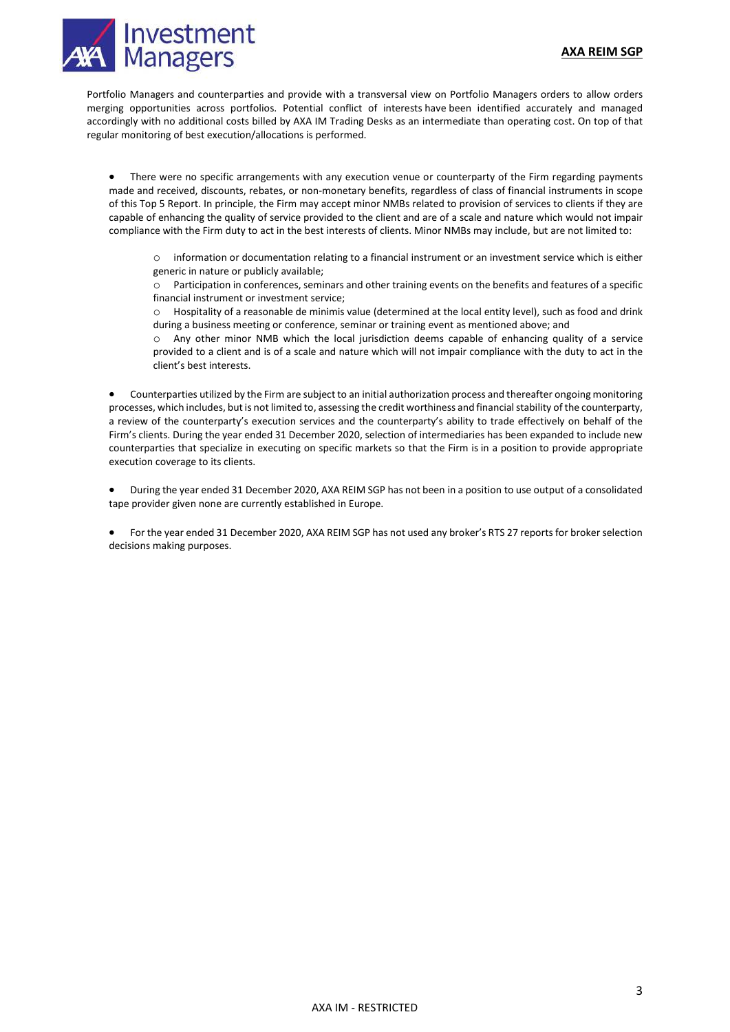Portfolio Managers and counterparties and provide with a transversal view on Portfolio Managers orders to allow orders merging opportunities across portfolios. Potential conflict of interests have been identified accurately and managed accordingly with no additional costs billed by AXA IM Trading Desks as an intermediate than operating cost. On top of that regular monitoring of best execution/allocations is performed.

- There were no specific arrangements with any execution venue or counterparty of the Firm regarding payments made and received, discounts, rebates, or non-monetary benefits, regardless of class of financial instruments in scope of this Top 5 Report. In principle, the Firm may accept minor NMBs related to provision of services to clients if they are capable of enhancing the quality of service provided to the client and are of a scale and nature which would not impair compliance with the Firm duty to act in the best interests of clients. Minor NMBs may include, but are not limited to:
    - information or documentation relating to a financial instrument or an investment service which is either generic in nature or publicly available;
    - Participation in conferences, seminars and other training events on the benefits and features of a specific financial instrument or investment service;
    - Hospitality of a reasonable de minimis value (determined at the local entity level), such as food and drink during a business meeting or conference, seminar or training event as mentioned above; and
    - Any other minor NMB which the local jurisdiction deems capable of enhancing quality of a service provided to a client and is of a scale and nature which will not impair compliance with the duty to act in the client's best interests.

- Counterparties utilized by the Firm are subject to an initial authorization process and thereafter ongoing monitoring processes, which includes, but is not limited to, assessing the credit worthiness and financial stability of the counterparty, a review of the counterparty's execution services and the counterparty's ability to trade effectively on behalf of the Firm's clients. During the year ended 31 December 2020, selection of intermediaries has been expanded to include new counterparties that specialize in executing on specific markets so that the Firm is in a position to provide appropriate execution coverage to its clients.

- During the year ended 31 December 2020, AXA REIM SGP has not been in a position to use output of a consolidated tape provider given none are currently established in Europe.

- For the year ended 31 December 2020, AXA REIM SGP has not used any broker's RTS 27 reports for broker selection decisions making purposes.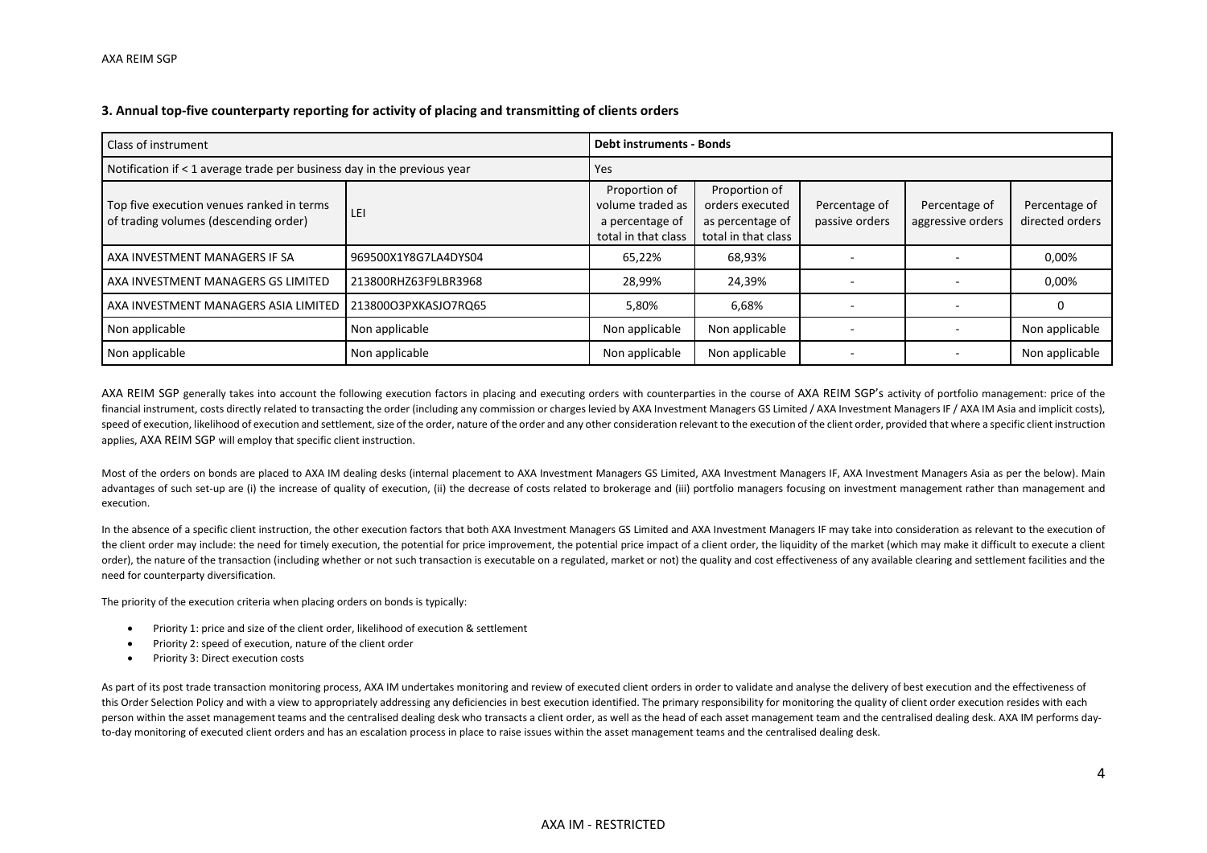### 3. Annual top-five counterparty reporting for activity of placing and transmitting of clients orders

| Class of instrument | | Debt instruments - Bonds | | | | |
|---|---|---|---|---|---|---|
| Notification if < 1 average trade per business day in the previous year | | Yes | | | | |
| Top five execution venues ranked in terms of trading volumes (descending order) | LEI | Proportion of volume traded as a percentage of total in that class | Proportion of orders executed as percentage of total in that class | Percentage of passive orders | Percentage of aggressive orders | Percentage of directed orders |
| AXA INVESTMENT MANAGERS IF SA | 969500X1Y8G7LA4DYS04 | 65,22% | 68,93% | - | - | 0,00% |
| AXA INVESTMENT MANAGERS GS LIMITED | 213800RHZ63F9LBR3968 | 28,99% | 24,39% | - | - | 0,00% |
| AXA INVESTMENT MANAGERS ASIA LIMITED | 213800O3PXKASJO7RQ65 | 5,80% | 6,68% | - | - | 0 |
| Non applicable | Non applicable | Non applicable | Non applicable | - | - | Non applicable |
| Non applicable | Non applicable | Non applicable | Non applicable | - | - | Non applicable |

AXA REIM SGP generally takes into account the following execution factors in placing and executing orders with counterparties in the course of AXA REIM SGP's activity of portfolio management: price of the financial instrument, costs directly related to transacting the order (including any commission or charges levied by AXA Investment Managers GS Limited / AXA Investment Managers IF / AXA IM Asia and implicit costs), speed of execution, likelihood of execution and settlement, size of the order, nature of the order and any other consideration relevant to the execution of the client order, provided that where a specific client instruction applies, AXA REIM SGP will employ that specific client instruction.

Most of the orders on bonds are placed to AXA IM dealing desks (internal placement to AXA Investment Managers GS Limited, AXA Investment Managers IF, AXA Investment Managers Asia as per the below). Main advantages of such set-up are (i) the increase of quality of execution, (ii) the decrease of costs related to brokerage and (iii) portfolio managers focusing on investment management rather than management and execution.

In the absence of a specific client instruction, the other execution factors that both AXA Investment Managers GS Limited and AXA Investment Managers IF may take into consideration as relevant to the execution of the client order may include: the need for timely execution, the potential for price improvement, the potential price impact of a client order, the liquidity of the market (which may make it difficult to execute a client order), the nature of the transaction (including whether or not such transaction is executable on a regulated, market or not) the quality and cost effectiveness of any available clearing and settlement facilities and the need for counterparty diversification.

The priority of the execution criteria when placing orders on bonds is typically:

- Priority 1: price and size of the client order, likelihood of execution & settlement
- Priority 2: speed of execution, nature of the client order
- Priority 3: Direct execution costs

As part of its post trade transaction monitoring process, AXA IM undertakes monitoring and review of executed client orders in order to validate and analyse the delivery of best execution and the effectiveness of this Order Selection Policy and with a view to appropriately addressing any deficiencies in best execution identified. The primary responsibility for monitoring the quality of client order execution resides with each person within the asset management teams and the centralised dealing desk who transacts a client order, as well as the head of each asset management team and the centralised dealing desk. AXA IM performs day-to-day monitoring of executed client orders and has an escalation process in place to raise issues within the asset management teams and the centralised dealing desk.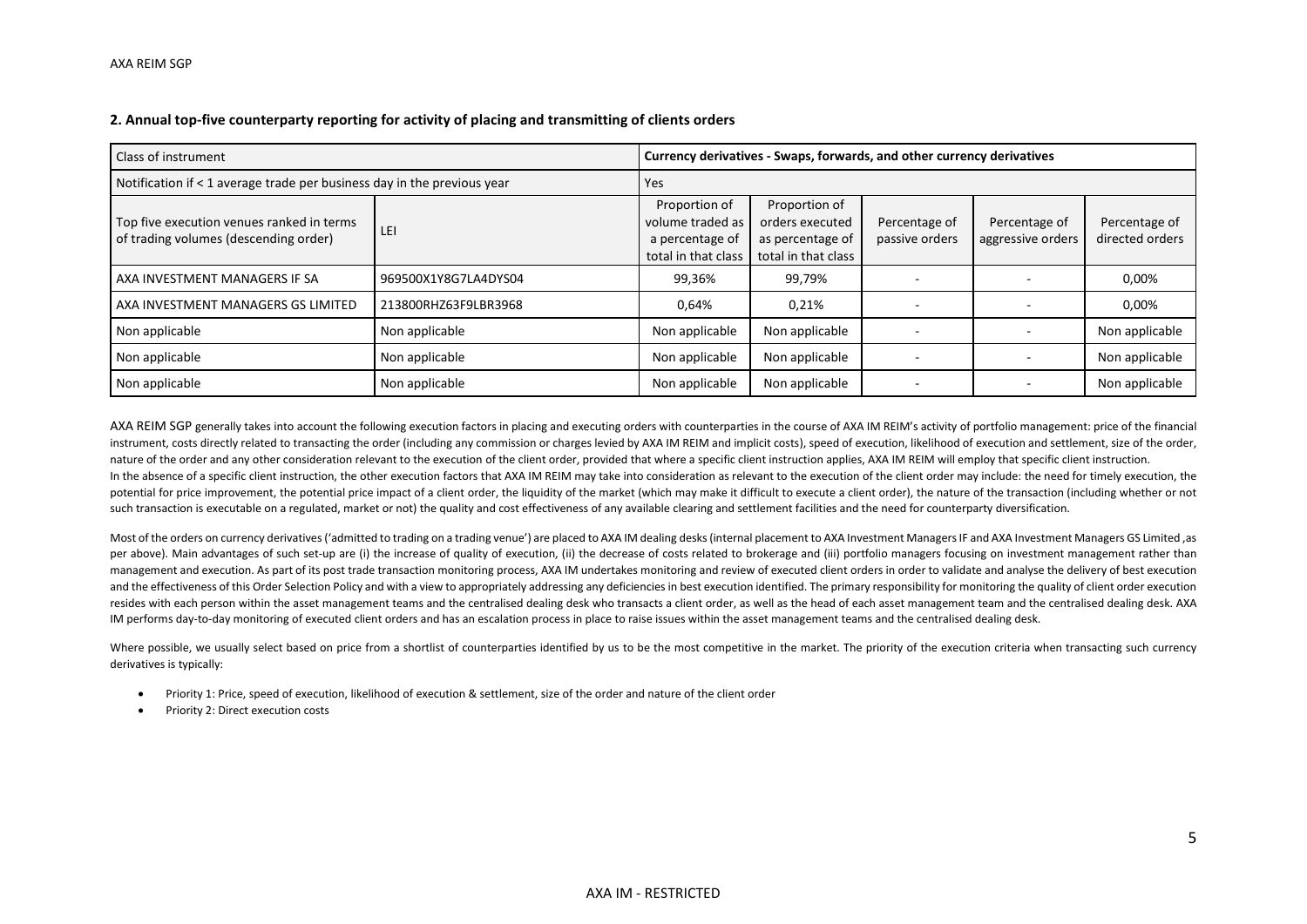## 2. Annual top-five counterparty reporting for activity of placing and transmitting of clients orders

| Class of instrument | | Currency derivatives - Swaps, forwards, and other currency derivatives | | | | |
|---|---|---|---|---|---|---|
| Notification if < 1 average trade per business day in the previous year | | Yes | | | | |
| Top five execution venues ranked in terms of trading volumes (descending order) | LEI | Proportion of volume traded as a percentage of total in that class | Proportion of orders executed as percentage of total in that class | Percentage of passive orders | Percentage of aggressive orders | Percentage of directed orders |
| AXA INVESTMENT MANAGERS IF SA | 969500X1Y8G7LA4DYS04 | 99,36% | 99,79% | - | - | 0,00% |
| AXA INVESTMENT MANAGERS GS LIMITED | 213800RHZ63F9LBR3968 | 0,64% | 0,21% | - | - | 0,00% |
| Non applicable | Non applicable | Non applicable | Non applicable | - | - | Non applicable |
| Non applicable | Non applicable | Non applicable | Non applicable | - | - | Non applicable |
| Non applicable | Non applicable | Non applicable | Non applicable | - | - | Non applicable |

AXA REIM SGP generally takes into account the following execution factors in placing and executing orders with counterparties in the course of AXA IM REIM's activity of portfolio management: price of the financial instrument, costs directly related to transacting the order (including any commission or charges levied by AXA IM REIM and implicit costs), speed of execution, likelihood of execution and settlement, size of the order, nature of the order and any other consideration relevant to the execution of the client order, provided that where a specific client instruction applies, AXA IM REIM will employ that specific client instruction.
In the absence of a specific client instruction, the other execution factors that AXA IM REIM may take into consideration as relevant to the execution of the client order may include: the need for timely execution, the potential for price improvement, the potential price impact of a client order, the liquidity of the market (which may make it difficult to execute a client order), the nature of the transaction (including whether or not such transaction is executable on a regulated, market or not) the quality and cost effectiveness of any available clearing and settlement facilities and the need for counterparty diversification.

Most of the orders on currency derivatives ('admitted to trading on a trading venue') are placed to AXA IM dealing desks (internal placement to AXA Investment Managers IF and AXA Investment Managers GS Limited ,as per above). Main advantages of such set-up are (i) the increase of quality of execution, (ii) the decrease of costs related to brokerage and (iii) portfolio managers focusing on investment management rather than management and execution. As part of its post trade transaction monitoring process, AXA IM undertakes monitoring and review of executed client orders in order to validate and analyse the delivery of best execution and the effectiveness of this Order Selection Policy and with a view to appropriately addressing any deficiencies in best execution identified. The primary responsibility for monitoring the quality of client order execution resides with each person within the asset management teams and the centralised dealing desk who transacts a client order, as well as the head of each asset management team and the centralised dealing desk. AXA IM performs day-to-day monitoring of executed client orders and has an escalation process in place to raise issues within the asset management teams and the centralised dealing desk.

Where possible, we usually select based on price from a shortlist of counterparties identified by us to be the most competitive in the market. The priority of the execution criteria when transacting such currency derivatives is typically:

- Priority 1: Price, speed of execution, likelihood of execution & settlement, size of the order and nature of the client order
- Priority 2: Direct execution costs